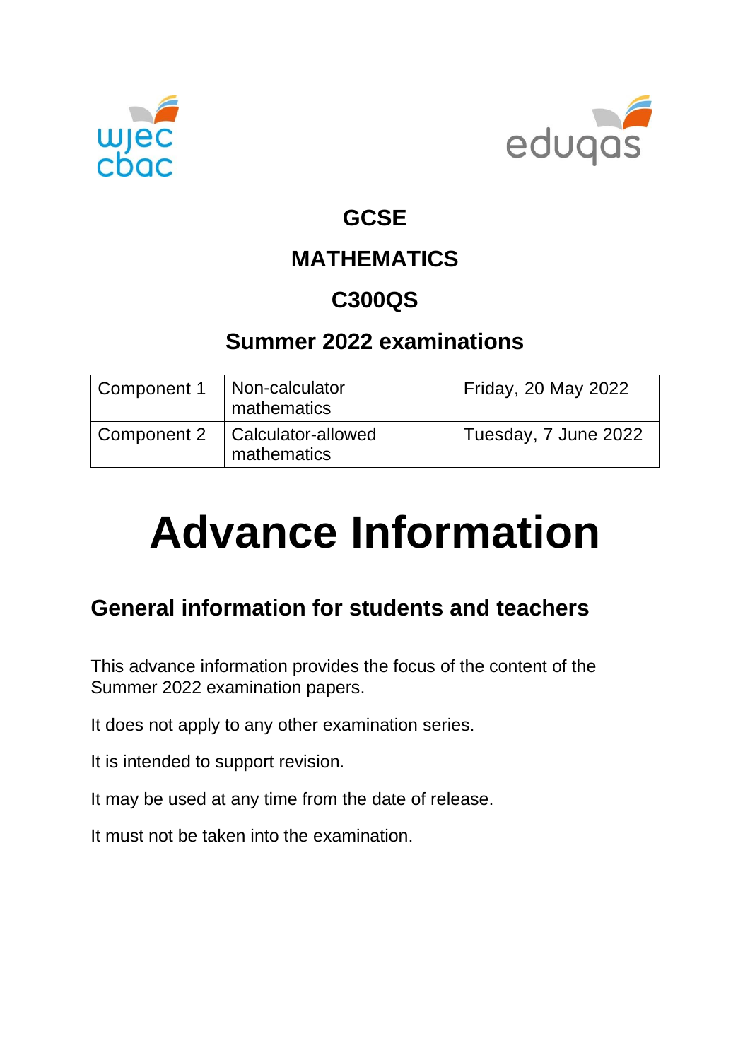wjec cbac

eduqas

# GCSE

# MATHEMATICS

# C300QS

## Summer 2022 examinations

| Component 1 | Non-calculator mathematics | Friday, 20 May 2022 |
|---|---|---|
| Component 2 | Calculator-allowed mathematics | Tuesday, 7 June 2022 |

# Advance Information

## General information for students and teachers

This advance information provides the focus of the content of the Summer 2022 examination papers.

It does not apply to any other examination series.

It is intended to support revision.

It may be used at any time from the date of release.

It must not be taken into the examination.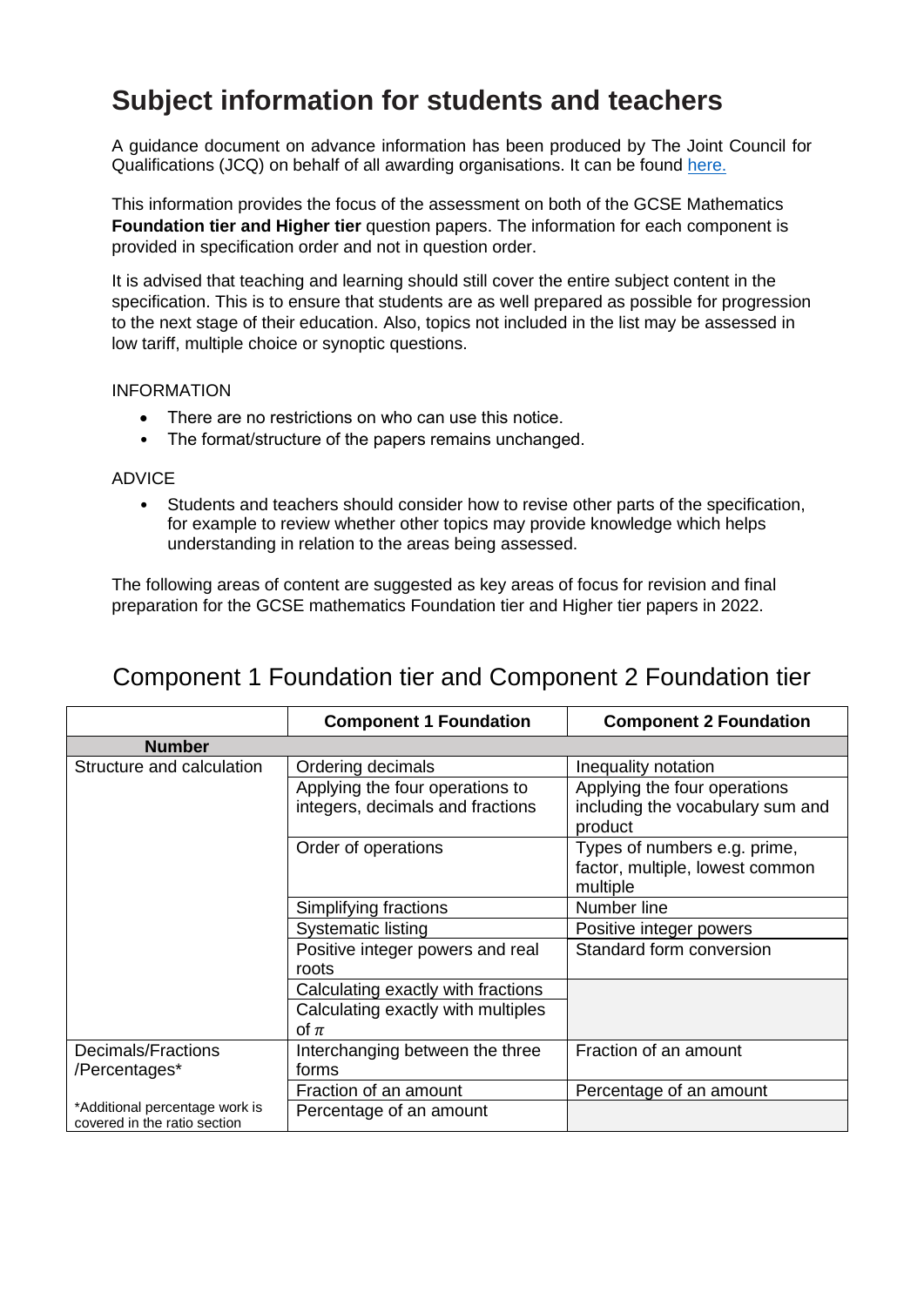# Subject information for students and teachers

A guidance document on advance information has been produced by The Joint Council for Qualifications (JCQ) on behalf of all awarding organisations. It can be found [here.](#)

This information provides the focus of the assessment on both of the GCSE Mathematics **Foundation tier and Higher tier** question papers. The information for each component is provided in specification order and not in question order.

It is advised that teaching and learning should still cover the entire subject content in the specification. This is to ensure that students are as well prepared as possible for progression to the next stage of their education. Also, topics not included in the list may be assessed in low tariff, multiple choice or synoptic questions.

INFORMATION

- There are no restrictions on who can use this notice.
- The format/structure of the papers remains unchanged.

ADVICE

- Students and teachers should consider how to revise other parts of the specification, for example to review whether other topics may provide knowledge which helps understanding in relation to the areas being assessed.

The following areas of content are suggested as key areas of focus for revision and final preparation for the GCSE mathematics Foundation tier and Higher tier papers in 2022.

## Component 1 Foundation tier and Component 2 Foundation tier

| | **Component 1 Foundation** | **Component 2 Foundation** |
|---|---|---|
| **Number** | | |
| Structure and calculation | Ordering decimals | Inequality notation |
| | Applying the four operations to integers, decimals and fractions | Applying the four operations including the vocabulary sum and product |
| | Order of operations | Types of numbers e.g. prime, factor, multiple, lowest common multiple |
| | Simplifying fractions | Number line |
| | Systematic listing | Positive integer powers |
| | Positive integer powers and real roots | Standard form conversion |
| | Calculating exactly with fractions | |
| | Calculating exactly with multiples of $\pi$ | |
| Decimals/Fractions /Percentages* | Interchanging between the three forms | Fraction of an amount |
| | Fraction of an amount | Percentage of an amount |
| *Additional percentage work is covered in the ratio section | Percentage of an amount | |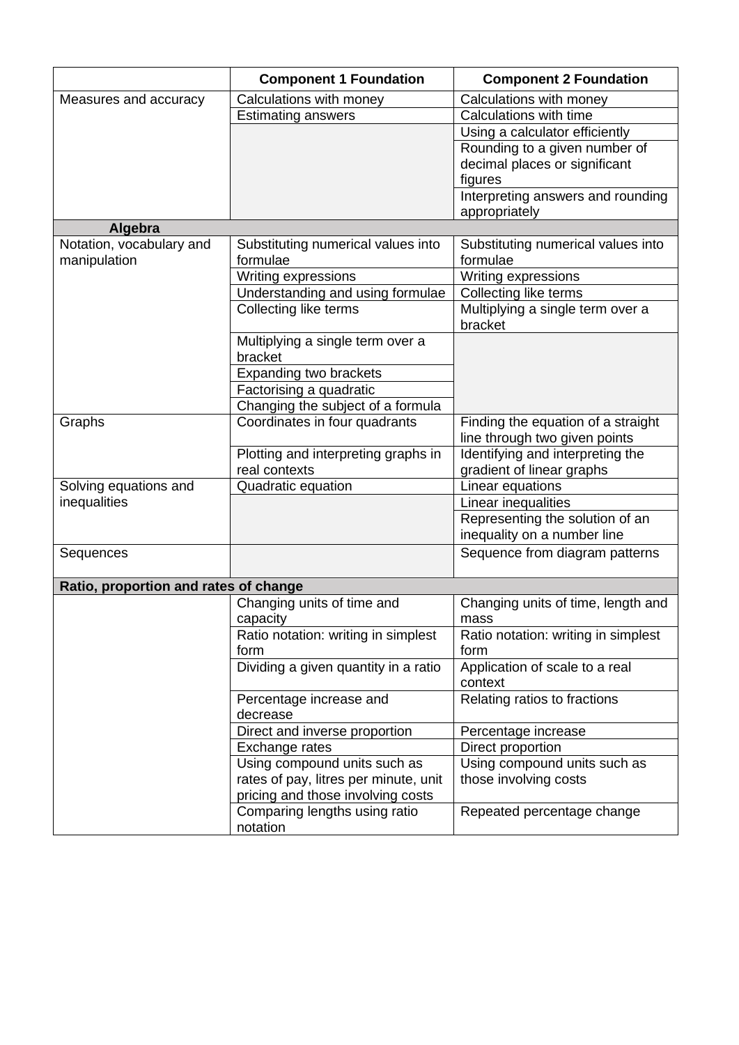| | Component 1 Foundation | Component 2 Foundation |
|---|---|---|
| Measures and accuracy | Calculations with money | Calculations with money |
| | Estimating answers | Calculations with time |
| | | Using a calculator efficiently |
| | | Rounding to a given number of decimal places or significant figures |
| | | Interpreting answers and rounding appropriately |
| **Algebra** | | |
| Notation, vocabulary and manipulation | Substituting numerical values into formulae | Substituting numerical values into formulae |
| | Writing expressions | Writing expressions |
| | Understanding and using formulae | Collecting like terms |
| | Collecting like terms | Multiplying a single term over a bracket |
| | Multiplying a single term over a bracket | |
| | Expanding two brackets | |
| | Factorising a quadratic | |
| | Changing the subject of a formula | |
| Graphs | Coordinates in four quadrants | Finding the equation of a straight line through two given points |
| | Plotting and interpreting graphs in real contexts | Identifying and interpreting the gradient of linear graphs |
| Solving equations and inequalities | Quadratic equation | Linear equations |
| | | Linear inequalities |
| | | Representing the solution of an inequality on a number line |
| Sequences | | Sequence from diagram patterns |
| **Ratio, proportion and rates of change** | | |
| | Changing units of time and capacity | Changing units of time, length and mass |
| | Ratio notation: writing in simplest form | Ratio notation: writing in simplest form |
| | Dividing a given quantity in a ratio | Application of scale to a real context |
| | Percentage increase and decrease | Relating ratios to fractions |
| | Direct and inverse proportion | Percentage increase |
| | Exchange rates | Direct proportion |
| | Using compound units such as rates of pay, litres per minute, unit pricing and those involving costs | Using compound units such as those involving costs |
| | Comparing lengths using ratio notation | Repeated percentage change |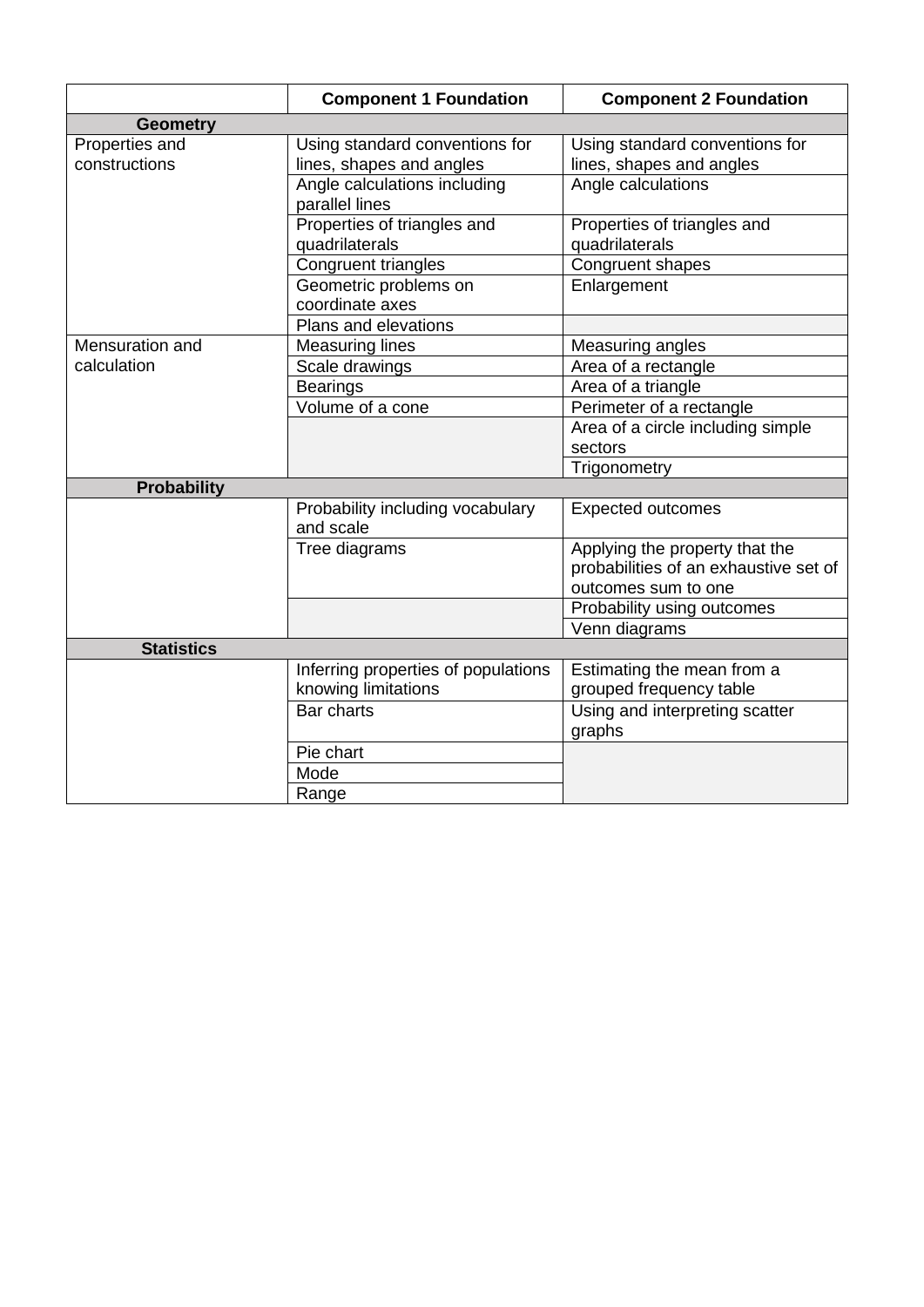| | Component 1 Foundation | Component 2 Foundation |
|---|---|---|
| **Geometry** | | |
| Properties and constructions | Using standard conventions for lines, shapes and angles | Using standard conventions for lines, shapes and angles |
| | Angle calculations including parallel lines | Angle calculations |
| | Properties of triangles and quadrilaterals | Properties of triangles and quadrilaterals |
| | Congruent triangles | Congruent shapes |
| | Geometric problems on coordinate axes | Enlargement |
| | Plans and elevations | |
| Mensuration and calculation | Measuring lines | Measuring angles |
| | Scale drawings | Area of a rectangle |
| | Bearings | Area of a triangle |
| | Volume of a cone | Perimeter of a rectangle |
| | | Area of a circle including simple sectors |
| | | Trigonometry |
| **Probability** | | |
| | Probability including vocabulary and scale | Expected outcomes |
| | Tree diagrams | Applying the property that the probabilities of an exhaustive set of outcomes sum to one |
| | | Probability using outcomes |
| | | Venn diagrams |
| **Statistics** | | |
| | Inferring properties of populations knowing limitations | Estimating the mean from a grouped frequency table |
| | Bar charts | Using and interpreting scatter graphs |
| | Pie chart | |
| | Mode | |
| | Range | |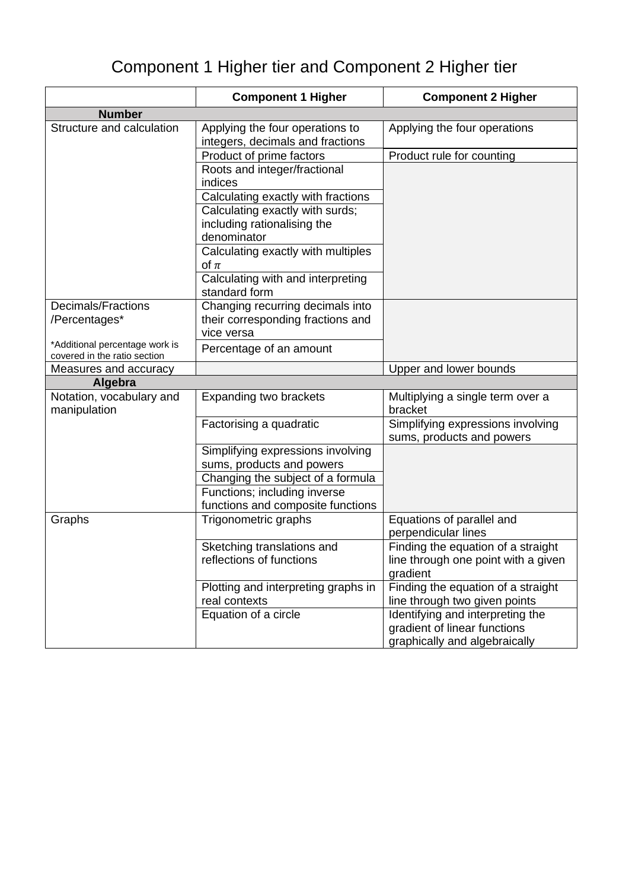# Component 1 Higher tier and Component 2 Higher tier

| | Component 1 Higher | Component 2 Higher |
|---|---|---|
| **Number** | | |
| Structure and calculation | Applying the four operations to integers, decimals and fractions | Applying the four operations |
| | Product of prime factors | Product rule for counting |
| | Roots and integer/fractional indices | |
| | Calculating exactly with fractions | |
| | Calculating exactly with surds; including rationalising the denominator | |
| | Calculating exactly with multiples of $\pi$ | |
| | Calculating with and interpreting standard form | |
| Decimals/Fractions /Percentages* *Additional percentage work is covered in the ratio section | Changing recurring decimals into their corresponding fractions and vice versa | |
| | Percentage of an amount | |
| Measures and accuracy | | Upper and lower bounds |
| **Algebra** | | |
| Notation, vocabulary and manipulation | Expanding two brackets | Multiplying a single term over a bracket |
| | Factorising a quadratic | Simplifying expressions involving sums, products and powers |
| | Simplifying expressions involving sums, products and powers | |
| | Changing the subject of a formula | |
| | Functions; including inverse functions and composite functions | |
| Graphs | Trigonometric graphs | Equations of parallel and perpendicular lines |
| | Sketching translations and reflections of functions | Finding the equation of a straight line through one point with a given gradient |
| | Plotting and interpreting graphs in real contexts | Finding the equation of a straight line through two given points |
| | Equation of a circle | Identifying and interpreting the gradient of linear functions graphically and algebraically |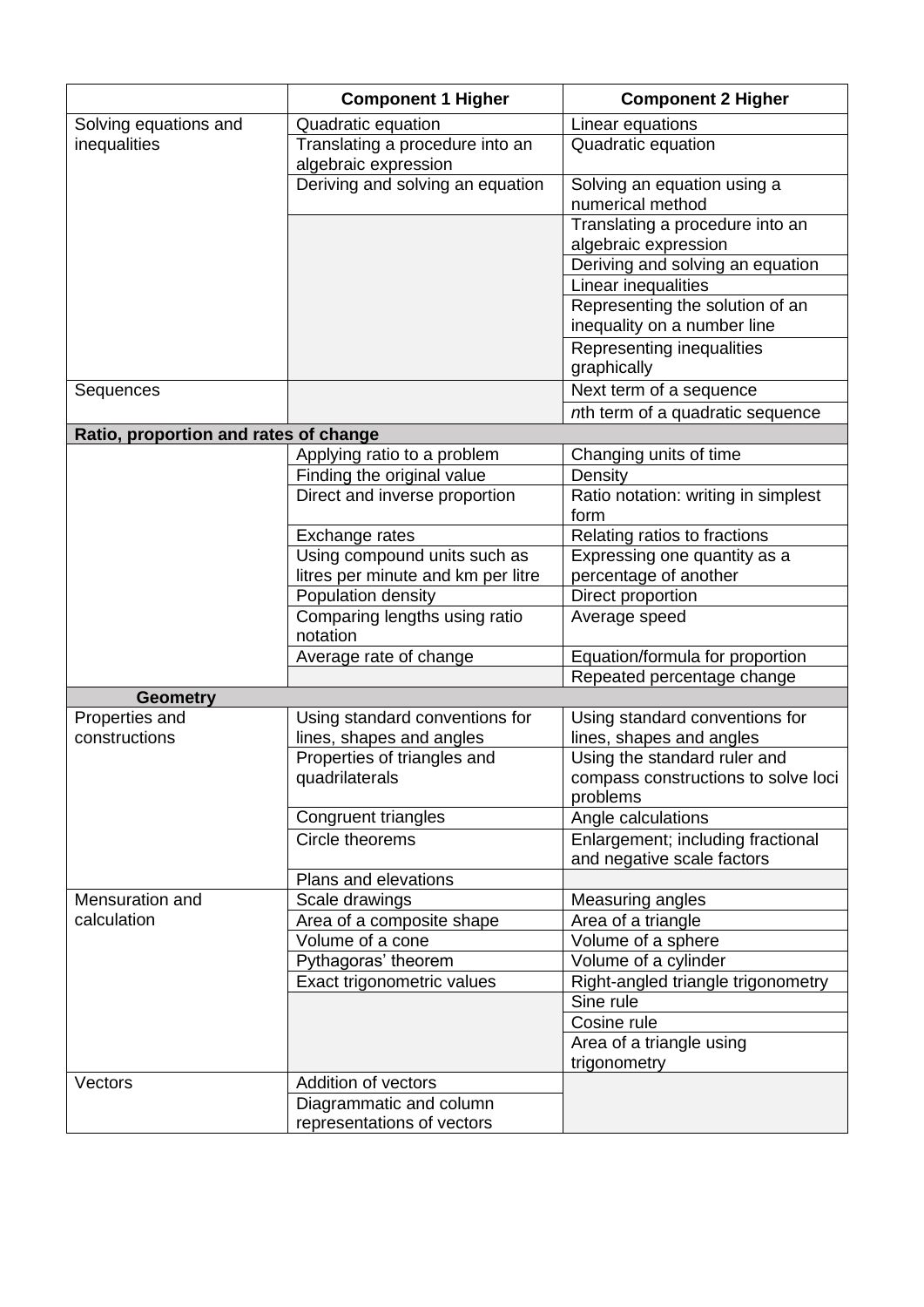| | Component 1 Higher | Component 2 Higher |
|---|---|---|
| Solving equations and inequalities | Quadratic equation | Linear equations |
| | Translating a procedure into an algebraic expression | Quadratic equation |
| | Deriving and solving an equation | Solving an equation using a numerical method |
| | | Translating a procedure into an algebraic expression |
| | | Deriving and solving an equation |
| | | Linear inequalities |
| | | Representing the solution of an inequality on a number line |
| | | Representing inequalities graphically |
| Sequences | | Next term of a sequence |
| | | *n*th term of a quadratic sequence |
| **Ratio, proportion and rates of change** | | |
| | Applying ratio to a problem | Changing units of time |
| | Finding the original value | Density |
| | Direct and inverse proportion | Ratio notation: writing in simplest form |
| | Exchange rates | Relating ratios to fractions |
| | Using compound units such as litres per minute and km per litre | Expressing one quantity as a percentage of another |
| | Population density | Direct proportion |
| | Comparing lengths using ratio notation | Average speed |
| | Average rate of change | Equation/formula for proportion |
| | | Repeated percentage change |
| **Geometry** | | |
| Properties and constructions | Using standard conventions for lines, shapes and angles | Using standard conventions for lines, shapes and angles |
| | Properties of triangles and quadrilaterals | Using the standard ruler and compass constructions to solve loci problems |
| | Congruent triangles | Angle calculations |
| | Circle theorems | Enlargement; including fractional and negative scale factors |
| | Plans and elevations | |
| Mensuration and calculation | Scale drawings | Measuring angles |
| | Area of a composite shape | Area of a triangle |
| | Volume of a cone | Volume of a sphere |
| | Pythagoras' theorem | Volume of a cylinder |
| | Exact trigonometric values | Right-angled triangle trigonometry |
| | | Sine rule |
| | | Cosine rule |
| | | Area of a triangle using trigonometry |
| Vectors | Addition of vectors | |
| | Diagrammatic and column representations of vectors | |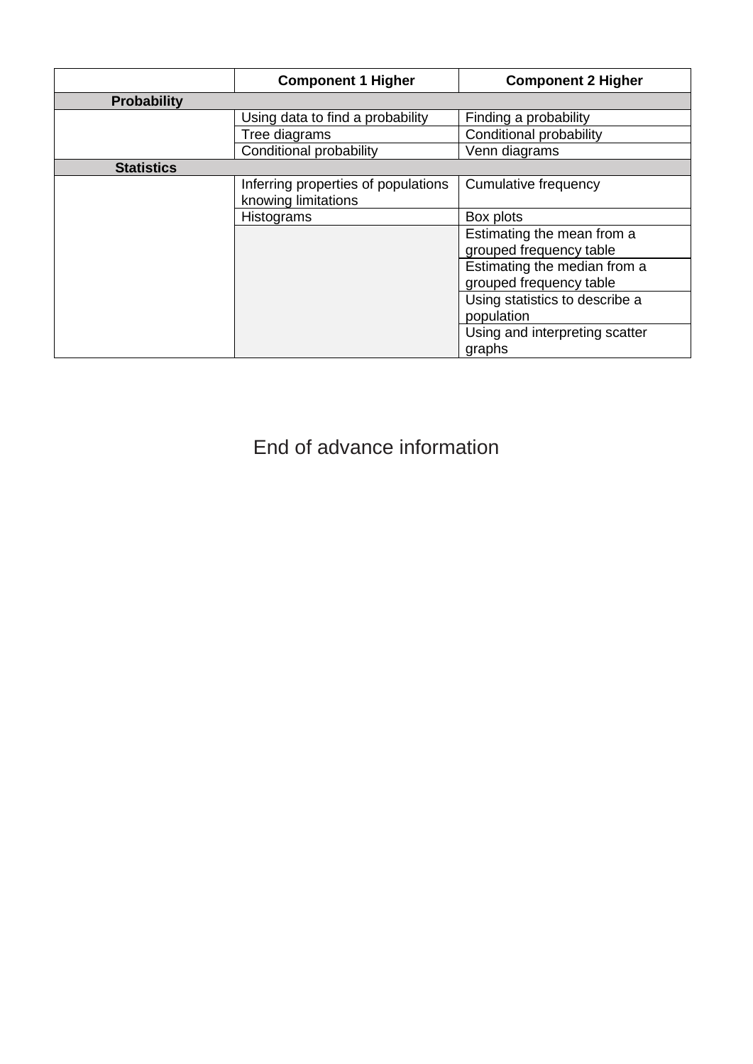| | Component 1 Higher | Component 2 Higher |
|---|---|---|
| **Probability** | | |
| | Using data to find a probability | Finding a probability |
| | Tree diagrams | Conditional probability |
| | Conditional probability | Venn diagrams |
| **Statistics** | | |
| | Inferring properties of populations knowing limitations | Cumulative frequency |
| | Histograms | Box plots |
| | | Estimating the mean from a grouped frequency table |
| | | Estimating the median from a grouped frequency table |
| | | Using statistics to describe a population |
| | | Using and interpreting scatter graphs |

End of advance information